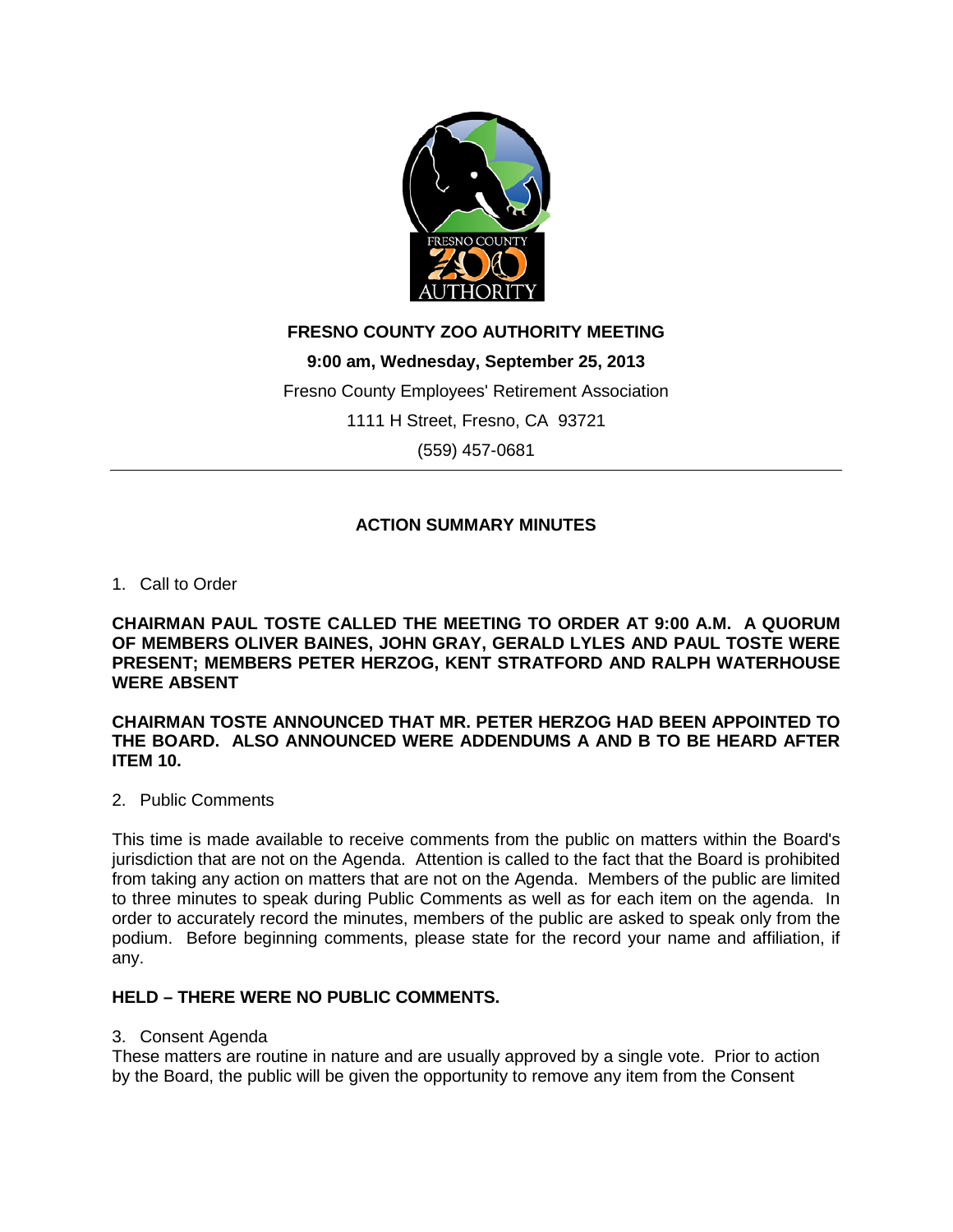# FRESNO COUNTY ZOO AUTHORITY MEETING

**9:00 am, Wednesday, September 25, 2013**

Fresno County Employees' Retirement Association

1111 H Street, Fresno, CA 93721

(559) 457-0681

---

## ACTION SUMMARY MINUTES

1. Call to Order

**CHAIRMAN PAUL TOSTE CALLED THE MEETING TO ORDER AT 9:00 A.M. A QUORUM OF MEMBERS OLIVER BAINES, JOHN GRAY, GERALD LYLES AND PAUL TOSTE WERE PRESENT; MEMBERS PETER HERZOG, KENT STRATFORD AND RALPH WATERHOUSE WERE ABSENT**

**CHAIRMAN TOSTE ANNOUNCED THAT MR. PETER HERZOG HAD BEEN APPOINTED TO THE BOARD. ALSO ANNOUNCED WERE ADDENDUMS A AND B TO BE HEARD AFTER ITEM 10.**

2. Public Comments

This time is made available to receive comments from the public on matters within the Board's jurisdiction that are not on the Agenda. Attention is called to the fact that the Board is prohibited from taking any action on matters that are not on the Agenda. Members of the public are limited to three minutes to speak during Public Comments as well as for each item on the agenda. In order to accurately record the minutes, members of the public are asked to speak only from the podium. Before beginning comments, please state for the record your name and affiliation, if any.

**HELD – THERE WERE NO PUBLIC COMMENTS.**

3. Consent Agenda

These matters are routine in nature and are usually approved by a single vote. Prior to action by the Board, the public will be given the opportunity to remove any item from the Consent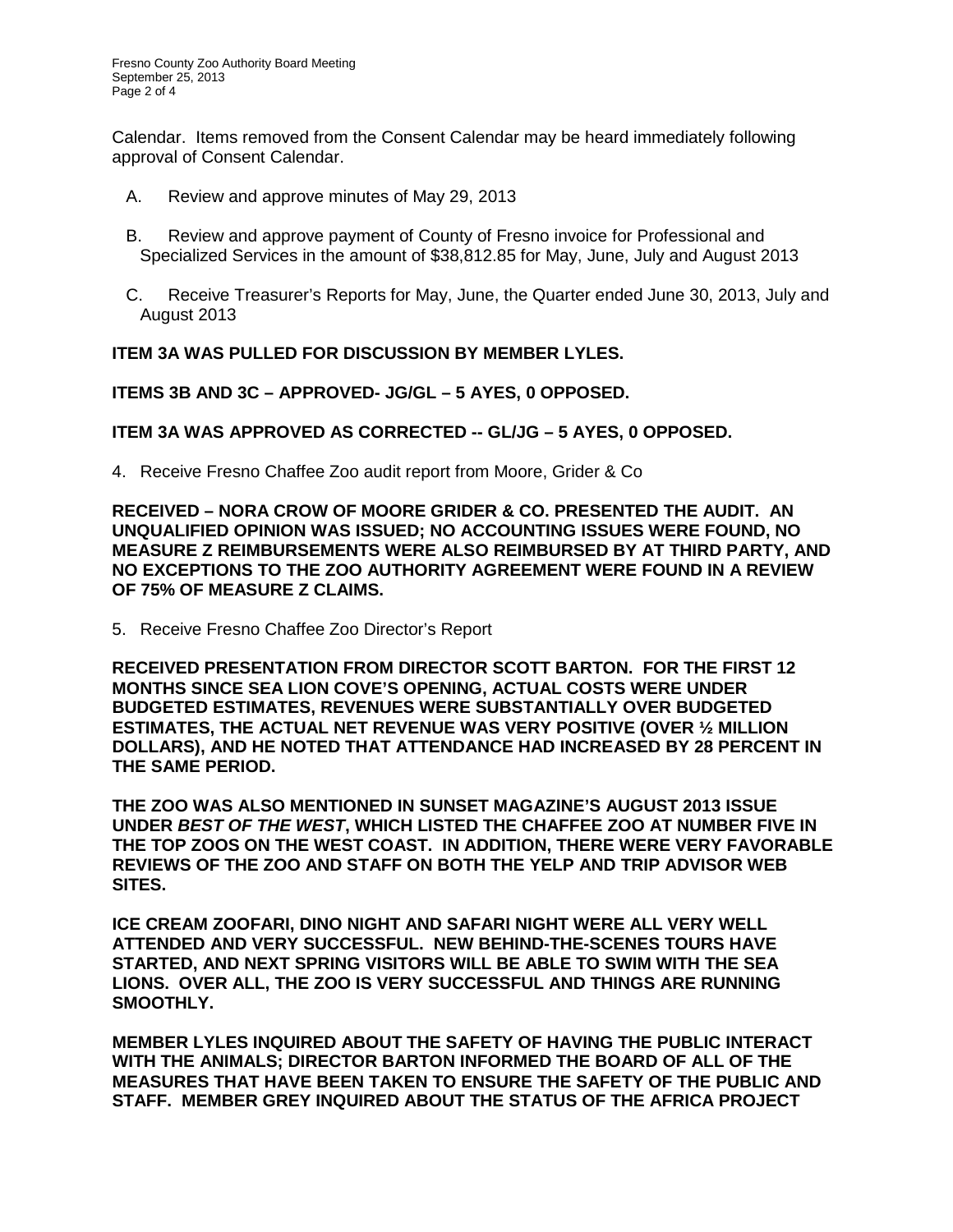Calendar. Items removed from the Consent Calendar may be heard immediately following approval of Consent Calendar.

A. Review and approve minutes of May 29, 2013

B. Review and approve payment of County of Fresno invoice for Professional and Specialized Services in the amount of $38,812.85 for May, June, July and August 2013

C. Receive Treasurer's Reports for May, June, the Quarter ended June 30, 2013, July and August 2013

**ITEM 3A WAS PULLED FOR DISCUSSION BY MEMBER LYLES.**

**ITEMS 3B AND 3C – APPROVED- JG/GL – 5 AYES, 0 OPPOSED.**

**ITEM 3A WAS APPROVED AS CORRECTED -- GL/JG – 5 AYES, 0 OPPOSED.**

4. Receive Fresno Chaffee Zoo audit report from Moore, Grider & Co

**RECEIVED – NORA CROW OF MOORE GRIDER & CO. PRESENTED THE AUDIT. AN UNQUALIFIED OPINION WAS ISSUED; NO ACCOUNTING ISSUES WERE FOUND, NO MEASURE Z REIMBURSEMENTS WERE ALSO REIMBURSED BY AT THIRD PARTY, AND NO EXCEPTIONS TO THE ZOO AUTHORITY AGREEMENT WERE FOUND IN A REVIEW OF 75% OF MEASURE Z CLAIMS.**

5. Receive Fresno Chaffee Zoo Director's Report

**RECEIVED PRESENTATION FROM DIRECTOR SCOTT BARTON. FOR THE FIRST 12 MONTHS SINCE SEA LION COVE'S OPENING, ACTUAL COSTS WERE UNDER BUDGETED ESTIMATES, REVENUES WERE SUBSTANTIALLY OVER BUDGETED ESTIMATES, THE ACTUAL NET REVENUE WAS VERY POSITIVE (OVER ½ MILLION DOLLARS), AND HE NOTED THAT ATTENDANCE HAD INCREASED BY 28 PERCENT IN THE SAME PERIOD.**

**THE ZOO WAS ALSO MENTIONED IN SUNSET MAGAZINE'S AUGUST 2013 ISSUE UNDER *BEST OF THE WEST*, WHICH LISTED THE CHAFFEE ZOO AT NUMBER FIVE IN THE TOP ZOOS ON THE WEST COAST. IN ADDITION, THERE WERE VERY FAVORABLE REVIEWS OF THE ZOO AND STAFF ON BOTH THE YELP AND TRIP ADVISOR WEB SITES.**

**ICE CREAM ZOOFARI, DINO NIGHT AND SAFARI NIGHT WERE ALL VERY WELL ATTENDED AND VERY SUCCESSFUL. NEW BEHIND-THE-SCENES TOURS HAVE STARTED, AND NEXT SPRING VISITORS WILL BE ABLE TO SWIM WITH THE SEA LIONS. OVER ALL, THE ZOO IS VERY SUCCESSFUL AND THINGS ARE RUNNING SMOOTHLY.**

**MEMBER LYLES INQUIRED ABOUT THE SAFETY OF HAVING THE PUBLIC INTERACT WITH THE ANIMALS; DIRECTOR BARTON INFORMED THE BOARD OF ALL OF THE MEASURES THAT HAVE BEEN TAKEN TO ENSURE THE SAFETY OF THE PUBLIC AND STAFF. MEMBER GREY INQUIRED ABOUT THE STATUS OF THE AFRICA PROJECT**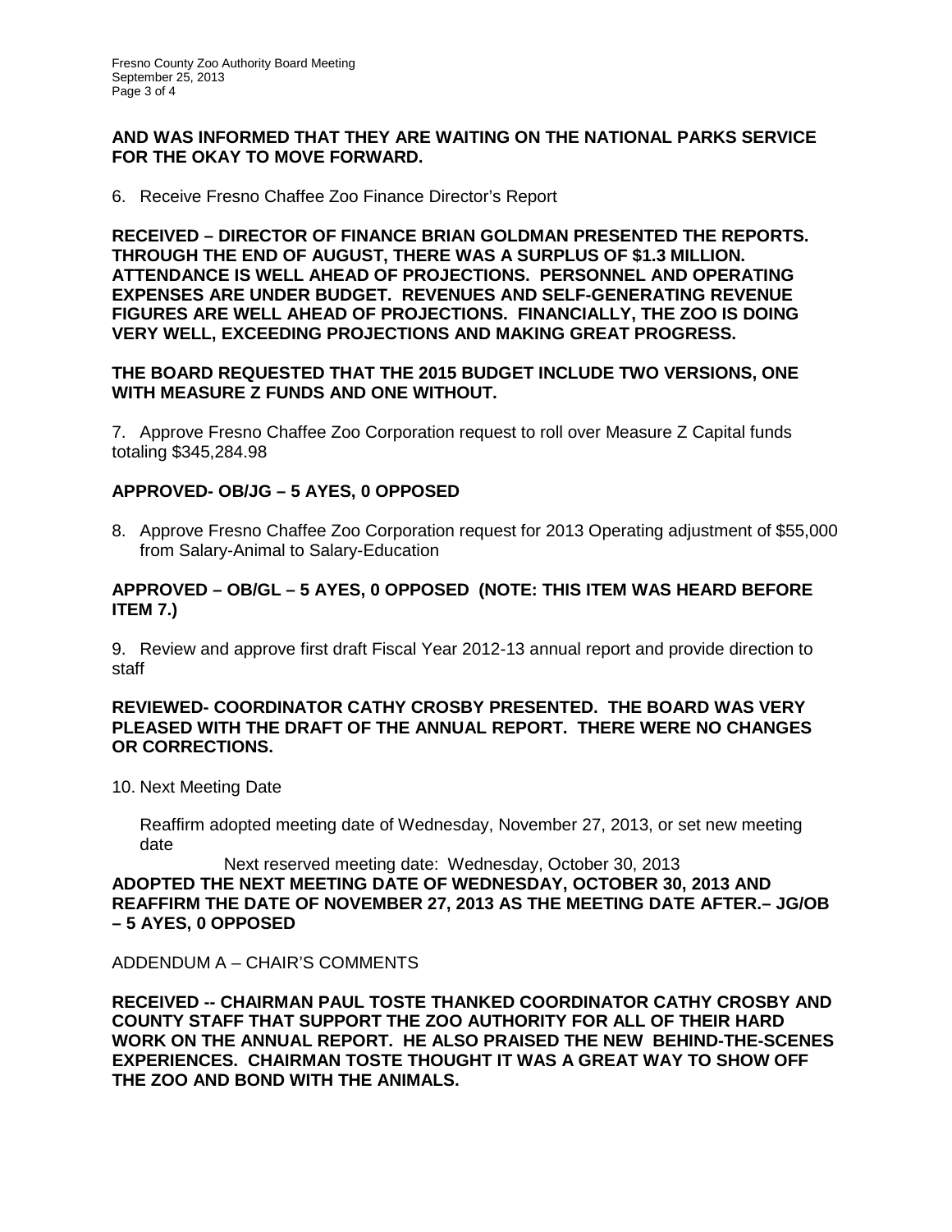**AND WAS INFORMED THAT THEY ARE WAITING ON THE NATIONAL PARKS SERVICE FOR THE OKAY TO MOVE FORWARD.**

6. Receive Fresno Chaffee Zoo Finance Director's Report

**RECEIVED – DIRECTOR OF FINANCE BRIAN GOLDMAN PRESENTED THE REPORTS. THROUGH THE END OF AUGUST, THERE WAS A SURPLUS OF $1.3 MILLION. ATTENDANCE IS WELL AHEAD OF PROJECTIONS. PERSONNEL AND OPERATING EXPENSES ARE UNDER BUDGET. REVENUES AND SELF-GENERATING REVENUE FIGURES ARE WELL AHEAD OF PROJECTIONS. FINANCIALLY, THE ZOO IS DOING VERY WELL, EXCEEDING PROJECTIONS AND MAKING GREAT PROGRESS.**

**THE BOARD REQUESTED THAT THE 2015 BUDGET INCLUDE TWO VERSIONS, ONE WITH MEASURE Z FUNDS AND ONE WITHOUT.**

7. Approve Fresno Chaffee Zoo Corporation request to roll over Measure Z Capital funds totaling $345,284.98

**APPROVED- OB/JG – 5 AYES, 0 OPPOSED**

8. Approve Fresno Chaffee Zoo Corporation request for 2013 Operating adjustment of $55,000 from Salary-Animal to Salary-Education

**APPROVED – OB/GL – 5 AYES, 0 OPPOSED (NOTE: THIS ITEM WAS HEARD BEFORE ITEM 7.)**

9. Review and approve first draft Fiscal Year 2012-13 annual report and provide direction to staff

**REVIEWED- COORDINATOR CATHY CROSBY PRESENTED. THE BOARD WAS VERY PLEASED WITH THE DRAFT OF THE ANNUAL REPORT. THERE WERE NO CHANGES OR CORRECTIONS.**

10. Next Meeting Date

Reaffirm adopted meeting date of Wednesday, November 27, 2013, or set new meeting date

Next reserved meeting date: Wednesday, October 30, 2013

**ADOPTED THE NEXT MEETING DATE OF WEDNESDAY, OCTOBER 30, 2013 AND REAFFIRM THE DATE OF NOVEMBER 27, 2013 AS THE MEETING DATE AFTER.– JG/OB – 5 AYES, 0 OPPOSED**

ADDENDUM A – CHAIR'S COMMENTS

**RECEIVED -- CHAIRMAN PAUL TOSTE THANKED COORDINATOR CATHY CROSBY AND COUNTY STAFF THAT SUPPORT THE ZOO AUTHORITY FOR ALL OF THEIR HARD WORK ON THE ANNUAL REPORT. HE ALSO PRAISED THE NEW BEHIND-THE-SCENES EXPERIENCES. CHAIRMAN TOSTE THOUGHT IT WAS A GREAT WAY TO SHOW OFF THE ZOO AND BOND WITH THE ANIMALS.**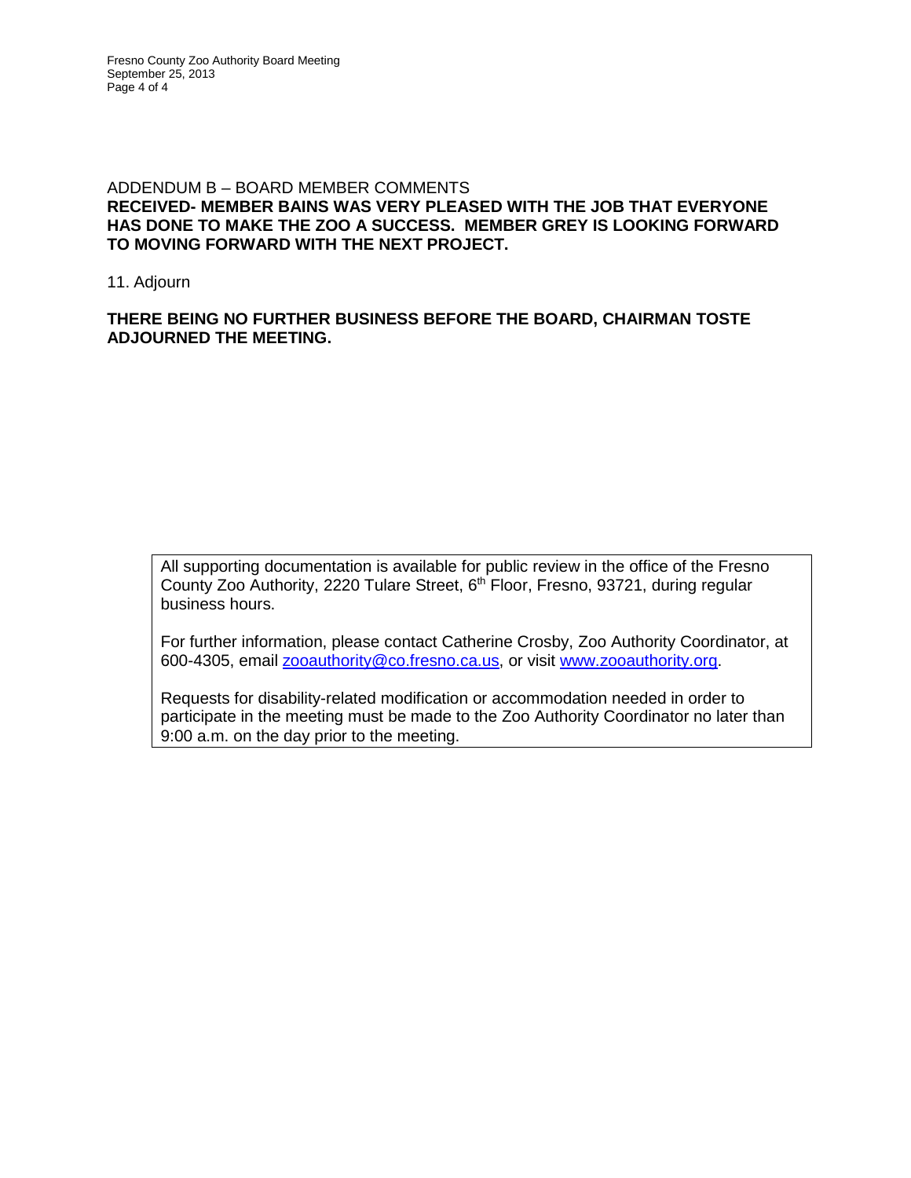ADDENDUM B – BOARD MEMBER COMMENTS

**RECEIVED- MEMBER BAINS WAS VERY PLEASED WITH THE JOB THAT EVERYONE HAS DONE TO MAKE THE ZOO A SUCCESS. MEMBER GREY IS LOOKING FORWARD TO MOVING FORWARD WITH THE NEXT PROJECT.**

11. Adjourn

**THERE BEING NO FURTHER BUSINESS BEFORE THE BOARD, CHAIRMAN TOSTE ADJOURNED THE MEETING.**

All supporting documentation is available for public review in the office of the Fresno County Zoo Authority, 2220 Tulare Street, 6th Floor, Fresno, 93721, during regular business hours.

For further information, please contact Catherine Crosby, Zoo Authority Coordinator, at 600-4305, email zooauthority@co.fresno.ca.us, or visit www.zooauthority.org.

Requests for disability-related modification or accommodation needed in order to participate in the meeting must be made to the Zoo Authority Coordinator no later than 9:00 a.m. on the day prior to the meeting.